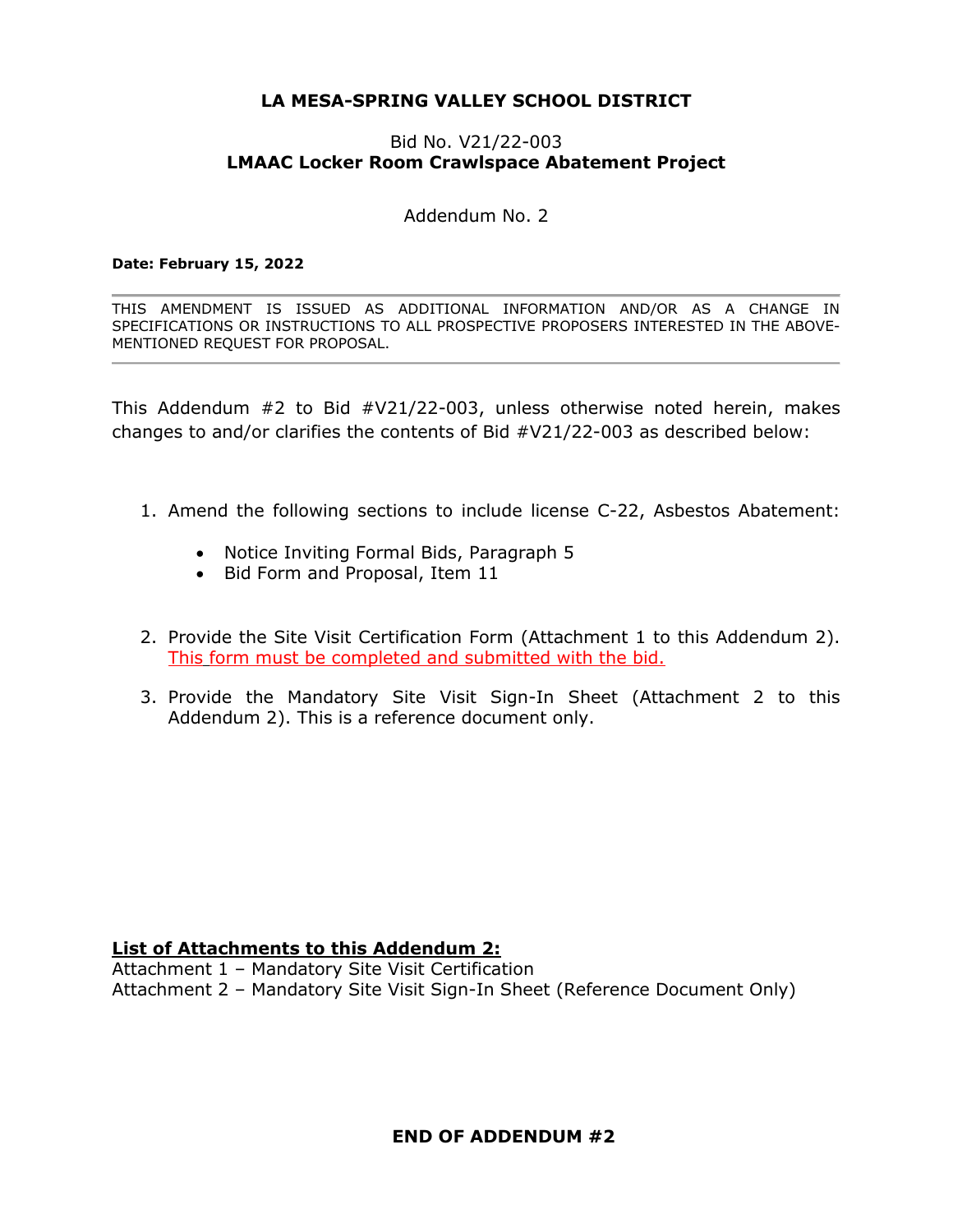# LA MESA-SPRING VALLEY SCHOOL DISTRICT

Bid No. V21/22-003

**LMAAC Locker Room Crawlspace Abatement Project**

Addendum No. 2

**Date: February 15, 2022**

---

THIS AMENDMENT IS ISSUED AS ADDITIONAL INFORMATION AND/OR AS A CHANGE IN SPECIFICATIONS OR INSTRUCTIONS TO ALL PROSPECTIVE PROPOSERS INTERESTED IN THE ABOVE-MENTIONED REQUEST FOR PROPOSAL.

---

This Addendum #2 to Bid #V21/22-003, unless otherwise noted herein, makes changes to and/or clarifies the contents of Bid #V21/22-003 as described below:

1. Amend the following sections to include license C-22, Asbestos Abatement:
   - Notice Inviting Formal Bids, Paragraph 5
   - Bid Form and Proposal, Item 11

2. Provide the Site Visit Certification Form (Attachment 1 to this Addendum 2). <u>This form must be completed and submitted with the bid.</u>

3. Provide the Mandatory Site Visit Sign-In Sheet (Attachment 2 to this Addendum 2). This is a reference document only.

**<u>List of Attachments to this Addendum 2:</u>**

Attachment 1 – Mandatory Site Visit Certification

Attachment 2 – Mandatory Site Visit Sign-In Sheet (Reference Document Only)

**END OF ADDENDUM #2**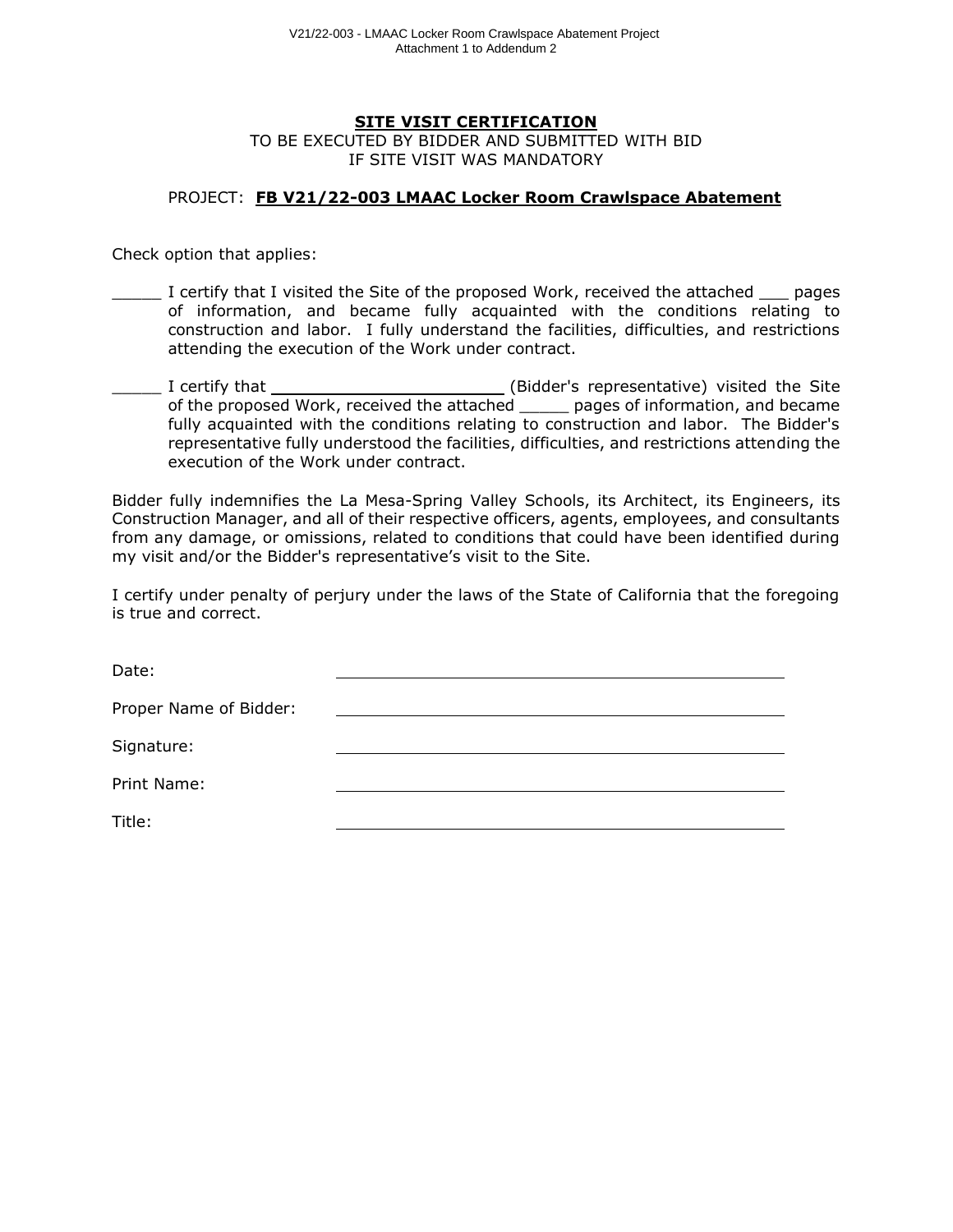## SITE VISIT CERTIFICATION

TO BE EXECUTED BY BIDDER AND SUBMITTED WITH BID
IF SITE VISIT WAS MANDATORY

PROJECT: **FB V21/22-003 LMAAC Locker Room Crawlspace Abatement**

Check option that applies:

_____ I certify that I visited the Site of the proposed Work, received the attached ___ pages of information, and became fully acquainted with the conditions relating to construction and labor. I fully understand the facilities, difficulties, and restrictions attending the execution of the Work under contract.

_____ I certify that ______________________ (Bidder's representative) visited the Site of the proposed Work, received the attached _____ pages of information, and became fully acquainted with the conditions relating to construction and labor. The Bidder's representative fully understood the facilities, difficulties, and restrictions attending the execution of the Work under contract.

Bidder fully indemnifies the La Mesa-Spring Valley Schools, its Architect, its Engineers, its Construction Manager, and all of their respective officers, agents, employees, and consultants from any damage, or omissions, related to conditions that could have been identified during my visit and/or the Bidder's representative's visit to the Site.

I certify under penalty of perjury under the laws of the State of California that the foregoing is true and correct.

Date: ______________________________

Proper Name of Bidder: ______________________________

Signature: ______________________________

Print Name: ______________________________

Title: ______________________________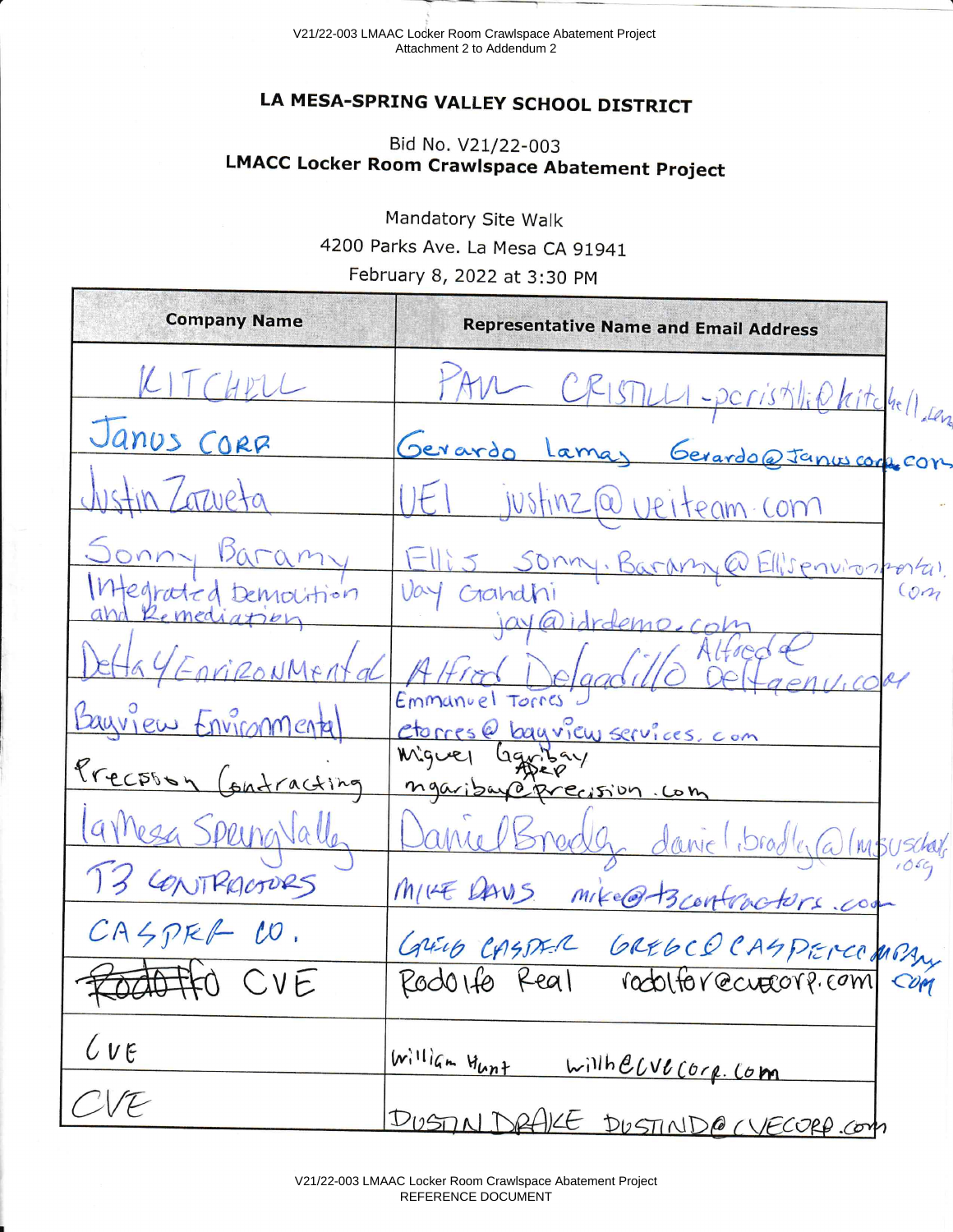## LA MESA-SPRING VALLEY SCHOOL DISTRICT

Bid No. V21/22-003
**LMACC Locker Room Crawlspace Abatement Project**

Mandatory Site Walk
4200 Parks Ave. La Mesa CA 91941
February 8, 2022 at 3:30 PM

| Company Name | Representative Name and Email Address |
|---|---|
| KITCHELL | PAUL CRISTILLI - pcristilli@kitchell.com |
| Janus CORP | Gerardo Lamas Gerardo@Januscorp.com |
| Justin Zarueta | UEI justinz@ueiteam.com |
| Sonny Baramy | Ellis Sonny.Baramy@Ellisenvironmental.com |
| Integrated Demolition and Remediation | Jay Gandhi jay@idrdemo.com |
| Delta Y Environmental | Alfred Delgadillo Alfred@Deltaenv.com |
| Bayview Environmental | Emmanuel Torres etorres@bayviewservices.com |
| Precision Contracting | Miguel Garibay mgaribay@precision.com |
| La Mesa Spring Valley | Daniel Bradley daniel.bradley@lmsvschools.org |
| T3 CONTRACTORS | MIKE DAVIS mike@t3contractors.com |
| CASPER CO. | GREG CASPER GREGC@CASPERCOMPANY.COM |
| ~~Rodolfo~~ CVE | Rodolfo Real rodolfor@cvecorp.com |
| CVE | William Hunt willh@cvecorp.com |
| CVE | DUSTIN DRAKE DUSTIND@CVECORP.com |

V21/22-003 LMAAC Locker Room Crawlspace Abatement Project
REFERENCE DOCUMENT